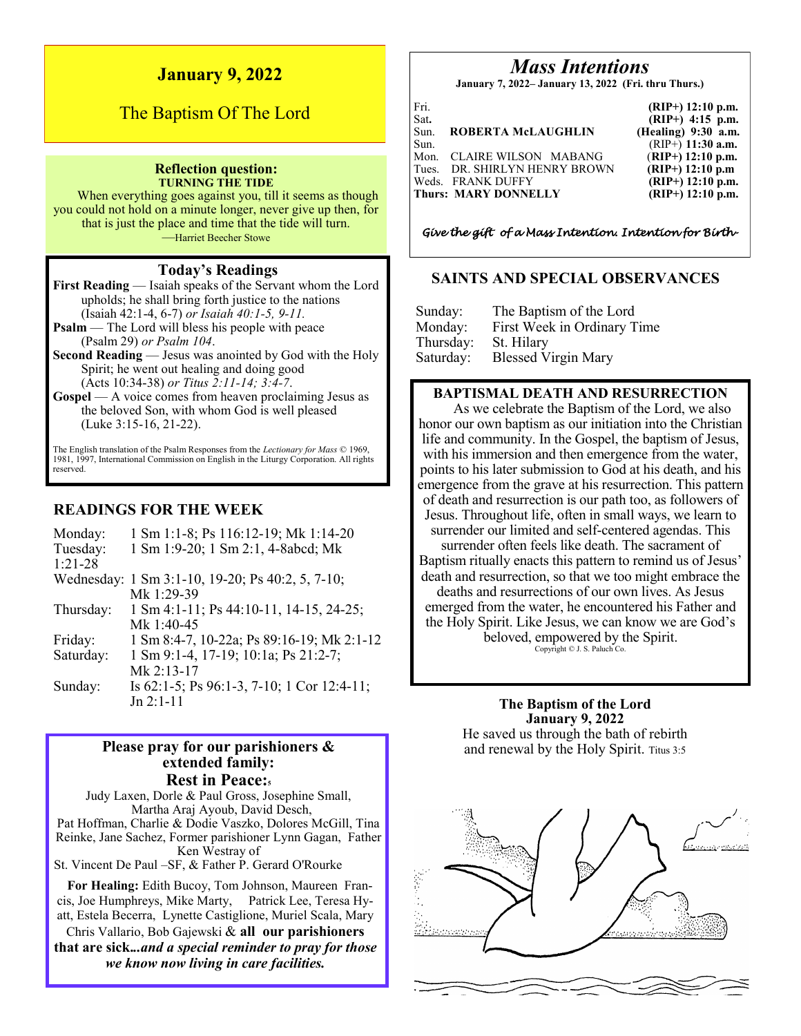# January 9, 2022

## The Baptism Of The Lord

**Reflection question:**
**TURNING THE TIDE**

When everything goes against you, till it seems as though you could not hold on a minute longer, never give up then, for that is just the place and time that the tide will turn.
—Harriet Beecher Stowe

### Today's Readings

**First Reading** — Isaiah speaks of the Servant whom the Lord upholds; he shall bring forth justice to the nations (Isaiah 42:1-4, 6-7) *or Isaiah 40:1-5, 9-11.*

**Psalm** — The Lord will bless his people with peace (Psalm 29) *or Psalm 104*.

**Second Reading** — Jesus was anointed by God with the Holy Spirit; he went out healing and doing good (Acts 10:34-38) *or Titus 2:11-14; 3:4-7*.

**Gospel** — A voice comes from heaven proclaiming Jesus as the beloved Son, with whom God is well pleased (Luke 3:15-16, 21-22).

The English translation of the Psalm Responses from the *Lectionary for Mass* © 1969, 1981, 1997, International Commission on English in the Liturgy Corporation. All rights reserved.

### READINGS FOR THE WEEK

| | |
|---|---|
| Monday: | 1 Sm 1:1-8; Ps 116:12-19; Mk 1:14-20 |
| Tuesday: | 1 Sm 1:9-20; 1 Sm 2:1, 4-8abcd; Mk 1:21-28 |
| Wednesday: | 1 Sm 3:1-10, 19-20; Ps 40:2, 5, 7-10; Mk 1:29-39 |
| Thursday: | 1 Sm 4:1-11; Ps 44:10-11, 14-15, 24-25; Mk 1:40-45 |
| Friday: | 1 Sm 8:4-7, 10-22a; Ps 89:16-19; Mk 2:1-12 |
| Saturday: | 1 Sm 9:1-4, 17-19; 10:1a; Ps 21:2-7; Mk 2:13-17 |
| Sunday: | Is 62:1-5; Ps 96:1-3, 7-10; 1 Cor 12:4-11; Jn 2:1-11 |

### Please pray for our parishioners & extended family:

**Rest in Peace:**

Judy Laxen, Dorle & Paul Gross, Josephine Small, Martha Araj Ayoub, David Desch, Pat Hoffman, Charlie & Dodie Vaszko, Dolores McGill, Tina Reinke, Jane Sachez, Former parishioner Lynn Gagan, Father Ken Westray of St. Vincent De Paul –SF, & Father P. Gerard O'Rourke

**For Healing:** Edith Bucoy, Tom Johnson, Maureen Francis, Joe Humphreys, Mike Marty, Patrick Lee, Teresa Hyatt, Estela Becerra, Lynette Castiglione, Muriel Scala, Mary Chris Vallario, Bob Gajewski & **all our parishioners that are sick...*and a special reminder to pray for those we know now living in care facilities.***

## *Mass Intentions*

**January 7, 2022– January 13, 2022 (Fri. thru Thurs.)**

| | | |
|---|---|---|
| Fri. | | **(RIP+) 12:10 p.m.** |
| Sat**.** | | **(RIP+) 4:15 p.m.** |
| Sun. | **ROBERTA McLAUGHLIN** | **(Healing) 9:30 a.m.** |
| Sun. | | (RIP+) **11:30 a.m.** |
| Mon. | CLAIRE WILSON MABANG | (**RIP+) 12:10 p.m.** |
| Tues. | DR. SHIRLYN HENRY BROWN | **(RIP+) 12:10 p.m** |
| Weds. | FRANK DUFFY | **(RIP+) 12:10 p.m.** |
| **Thurs:** | **MARY DONNELLY** | **(RIP+) 12:10 p.m.** |

*Give the gift of a Mass Intention. Intention for Birth-*

### SAINTS AND SPECIAL OBSERVANCES

| | |
|---|---|
| Sunday: | The Baptism of the Lord |
| Monday: | First Week in Ordinary Time |
| Thursday: | St. Hilary |
| Saturday: | Blessed Virgin Mary |

### BAPTISMAL DEATH AND RESURRECTION

As we celebrate the Baptism of the Lord, we also honor our own baptism as our initiation into the Christian life and community. In the Gospel, the baptism of Jesus, with his immersion and then emergence from the water, points to his later submission to God at his death, and his emergence from the grave at his resurrection. This pattern of death and resurrection is our path too, as followers of Jesus. Throughout life, often in small ways, we learn to surrender our limited and self-centered agendas. This surrender often feels like death. The sacrament of Baptism ritually enacts this pattern to remind us of Jesus' death and resurrection, so that we too might embrace the deaths and resurrections of our own lives. As Jesus emerged from the water, he encountered his Father and the Holy Spirit. Like Jesus, we can know we are God's beloved, empowered by the Spirit.

Copyright © J. S. Paluch Co.

**The Baptism of the Lord**
**January 9, 2022**
He saved us through the bath of rebirth and renewal by the Holy Spirit. Titus 3:5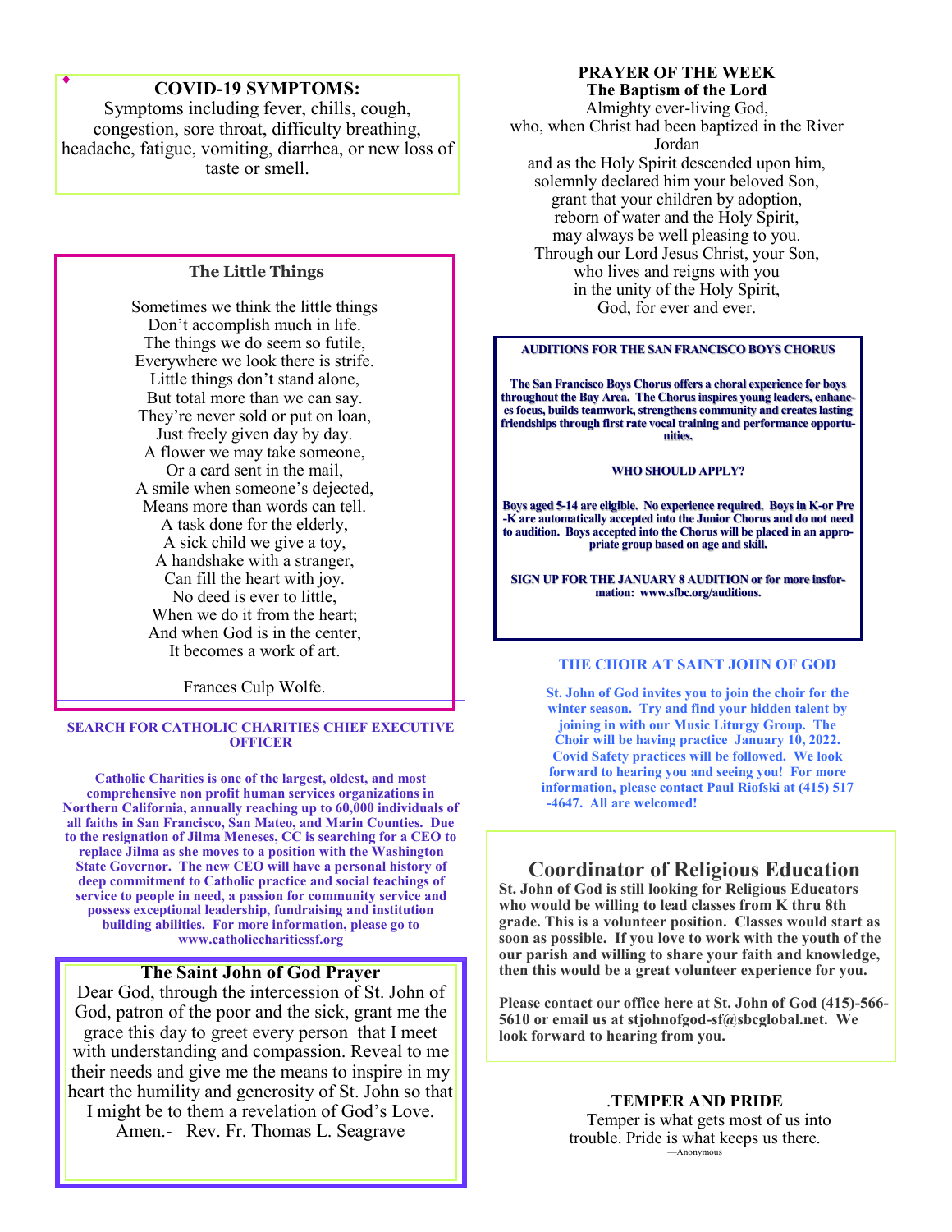♦

## COVID-19 SYMPTOMS:

Symptoms including fever, chills, cough, congestion, sore throat, difficulty breathing, headache, fatigue, vomiting, diarrhea, or new loss of taste or smell.

### The Little Things

Sometimes we think the little things
Don't accomplish much in life.
The things we do seem so futile,
Everywhere we look there is strife.
Little things don't stand alone,
But total more than we can say.
They're never sold or put on loan,
Just freely given day by day.
A flower we may take someone,
Or a card sent in the mail,
A smile when someone's dejected,
Means more than words can tell.
A task done for the elderly,
A sick child we give a toy,
A handshake with a stranger,
Can fill the heart with joy.
No deed is ever to little,
When we do it from the heart;
And when God is in the center,
It becomes a work of art.

Frances Culp Wolfe.

**SEARCH FOR CATHOLIC CHARITIES CHIEF EXECUTIVE OFFICER**

**Catholic Charities is one of the largest, oldest, and most comprehensive non profit human services organizations in Northern California, annually reaching up to 60,000 individuals of all faiths in San Francisco, San Mateo, and Marin Counties. Due to the resignation of Jilma Meneses, CC is searching for a CEO to replace Jilma as she moves to a position with the Washington State Governor. The new CEO will have a personal history of deep commitment to Catholic practice and social teachings of service to people in need, a passion for community service and possess exceptional leadership, fundraising and institution building abilities. For more information, please go to www.catholiccharitiessf.org**

### The Saint John of God Prayer

Dear God, through the intercession of St. John of God, patron of the poor and the sick, grant me the grace this day to greet every person that I meet with understanding and compassion. Reveal to me their needs and give me the means to inspire in my heart the humility and generosity of St. John so that I might be to them a revelation of God's Love. Amen.- Rev. Fr. Thomas L. Seagrave

## PRAYER OF THE WEEK
### The Baptism of the Lord

Almighty ever-living God,
who, when Christ had been baptized in the River Jordan
and as the Holy Spirit descended upon him,
solemnly declared him your beloved Son,
grant that your children by adoption,
reborn of water and the Holy Spirit,
may always be well pleasing to you.
Through our Lord Jesus Christ, your Son,
who lives and reigns with you
in the unity of the Holy Spirit,
God, for ever and ever.

**AUDITIONS FOR THE SAN FRANCISCO BOYS CHORUS**

**The San Francisco Boys Chorus offers a choral experience for boys throughout the Bay Area. The Chorus inspires young leaders, enhances focus, builds teamwork, strengthens community and creates lasting friendships through first rate vocal training and performance opportunities.**

**WHO SHOULD APPLY?**

**Boys aged 5-14 are eligible. No experience required. Boys in K-or Pre-K are automatically accepted into the Junior Chorus and do not need to audition. Boys accepted into the Chorus will be placed in an appropriate group based on age and skill.**

**SIGN UP FOR THE JANUARY 8 AUDITION or for more insformation: www.sfbc.org/auditions.**

**THE CHOIR AT SAINT JOHN OF GOD**

**St. John of God invites you to join the choir for the winter season. Try and find your hidden talent by joining in with our Music Liturgy Group. The Choir will be having practice January 10, 2022. Covid Safety practices will be followed. We look forward to hearing you and seeing you! For more information, please contact Paul Riofski at (415) 517-4647. All are welcomed!**

## Coordinator of Religious Education

**St. John of God is still looking for Religious Educators who would be willing to lead classes from K thru 8th grade. This is a volunteer position. Classes would start as soon as possible. If you love to work with the youth of the our parish and willing to share your faith and knowledge, then this would be a great volunteer experience for you.**

**Please contact our office here at St. John of God (415)-566-5610 or email us at stjohnofgod-sf@sbcglobal.net. We look forward to hearing from you.**

**.TEMPER AND PRIDE**

Temper is what gets most of us into trouble. Pride is what keeps us there.

—Anonymous